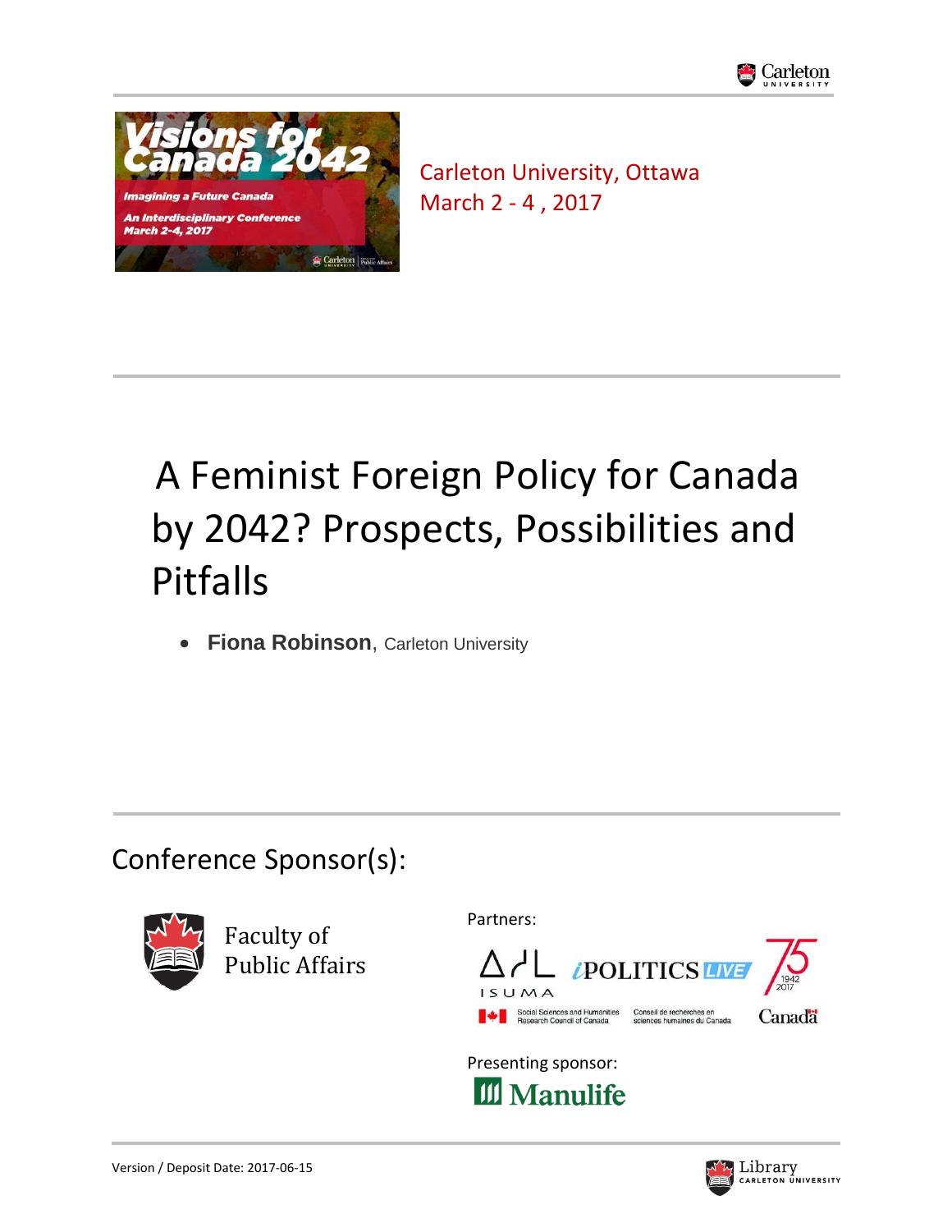Carleton University, Ottawa
March 2 - 4 , 2017

# A Feminist Foreign Policy for Canada by 2042? Prospects, Possibilities and Pitfalls

- **Fiona Robinson**, Carleton University

## Conference Sponsor(s):

Faculty of Public Affairs

Partners:

ISUMA

iPOLITICS LIVE

Social Sciences and Humanities Research Council of Canada / Conseil de recherches en sciences humaines du Canada

Canada

Presenting sponsor:

Manulife

Version / Deposit Date: 2017-06-15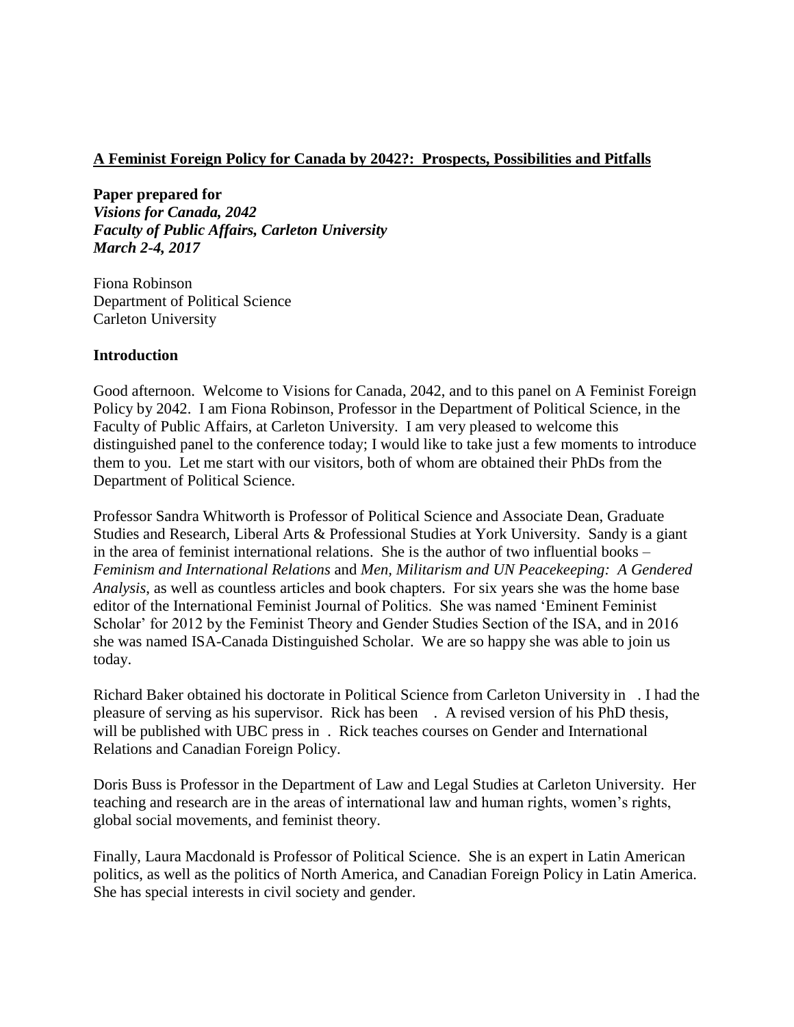**A Feminist Foreign Policy for Canada by 2042?: Prospects, Possibilities and Pitfalls**

**Paper prepared for**
***Visions for Canada, 2042***
***Faculty of Public Affairs, Carleton University***
***March 2-4, 2017***

Fiona Robinson
Department of Political Science
Carleton University

**Introduction**

Good afternoon. Welcome to Visions for Canada, 2042, and to this panel on A Feminist Foreign Policy by 2042. I am Fiona Robinson, Professor in the Department of Political Science, in the Faculty of Public Affairs, at Carleton University. I am very pleased to welcome this distinguished panel to the conference today; I would like to take just a few moments to introduce them to you. Let me start with our visitors, both of whom are obtained their PhDs from the Department of Political Science.

Professor Sandra Whitworth is Professor of Political Science and Associate Dean, Graduate Studies and Research, Liberal Arts & Professional Studies at York University. Sandy is a giant in the area of feminist international relations. She is the author of two influential books – *Feminism and International Relations* and *Men, Militarism and UN Peacekeeping: A Gendered Analysis*, as well as countless articles and book chapters. For six years she was the home base editor of the International Feminist Journal of Politics. She was named 'Eminent Feminist Scholar' for 2012 by the Feminist Theory and Gender Studies Section of the ISA, and in 2016 she was named ISA-Canada Distinguished Scholar. We are so happy she was able to join us today.

Richard Baker obtained his doctorate in Political Science from Carleton University in . I had the pleasure of serving as his supervisor. Rick has been . A revised version of his PhD thesis, will be published with UBC press in . Rick teaches courses on Gender and International Relations and Canadian Foreign Policy.

Doris Buss is Professor in the Department of Law and Legal Studies at Carleton University. Her teaching and research are in the areas of international law and human rights, women's rights, global social movements, and feminist theory.

Finally, Laura Macdonald is Professor of Political Science. She is an expert in Latin American politics, as well as the politics of North America, and Canadian Foreign Policy in Latin America. She has special interests in civil society and gender.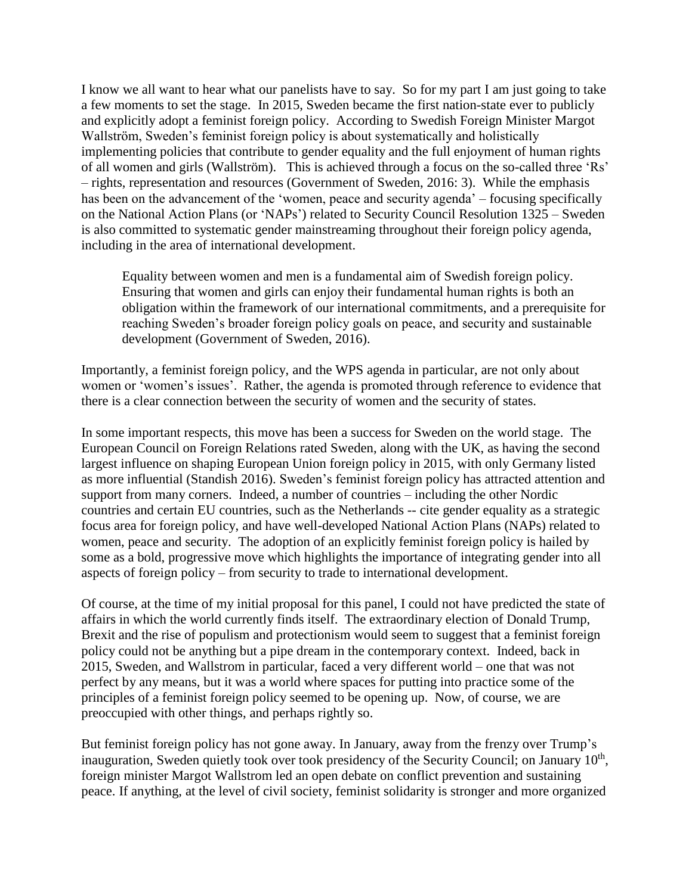I know we all want to hear what our panelists have to say. So for my part I am just going to take a few moments to set the stage. In 2015, Sweden became the first nation-state ever to publicly and explicitly adopt a feminist foreign policy. According to Swedish Foreign Minister Margot Wallström, Sweden's feminist foreign policy is about systematically and holistically implementing policies that contribute to gender equality and the full enjoyment of human rights of all women and girls (Wallström). This is achieved through a focus on the so-called three 'Rs' – rights, representation and resources (Government of Sweden, 2016: 3). While the emphasis has been on the advancement of the 'women, peace and security agenda' – focusing specifically on the National Action Plans (or 'NAPs') related to Security Council Resolution 1325 – Sweden is also committed to systematic gender mainstreaming throughout their foreign policy agenda, including in the area of international development.

> Equality between women and men is a fundamental aim of Swedish foreign policy. Ensuring that women and girls can enjoy their fundamental human rights is both an obligation within the framework of our international commitments, and a prerequisite for reaching Sweden's broader foreign policy goals on peace, and security and sustainable development (Government of Sweden, 2016).

Importantly, a feminist foreign policy, and the WPS agenda in particular, are not only about women or 'women's issues'. Rather, the agenda is promoted through reference to evidence that there is a clear connection between the security of women and the security of states.

In some important respects, this move has been a success for Sweden on the world stage. The European Council on Foreign Relations rated Sweden, along with the UK, as having the second largest influence on shaping European Union foreign policy in 2015, with only Germany listed as more influential (Standish 2016). Sweden's feminist foreign policy has attracted attention and support from many corners. Indeed, a number of countries – including the other Nordic countries and certain EU countries, such as the Netherlands -- cite gender equality as a strategic focus area for foreign policy, and have well-developed National Action Plans (NAPs) related to women, peace and security. The adoption of an explicitly feminist foreign policy is hailed by some as a bold, progressive move which highlights the importance of integrating gender into all aspects of foreign policy – from security to trade to international development.

Of course, at the time of my initial proposal for this panel, I could not have predicted the state of affairs in which the world currently finds itself. The extraordinary election of Donald Trump, Brexit and the rise of populism and protectionism would seem to suggest that a feminist foreign policy could not be anything but a pipe dream in the contemporary context. Indeed, back in 2015, Sweden, and Wallstrom in particular, faced a very different world – one that was not perfect by any means, but it was a world where spaces for putting into practice some of the principles of a feminist foreign policy seemed to be opening up. Now, of course, we are preoccupied with other things, and perhaps rightly so.

But feminist foreign policy has not gone away. In January, away from the frenzy over Trump's inauguration, Sweden quietly took over took presidency of the Security Council; on January 10th, foreign minister Margot Wallstrom led an open debate on conflict prevention and sustaining peace. If anything, at the level of civil society, feminist solidarity is stronger and more organized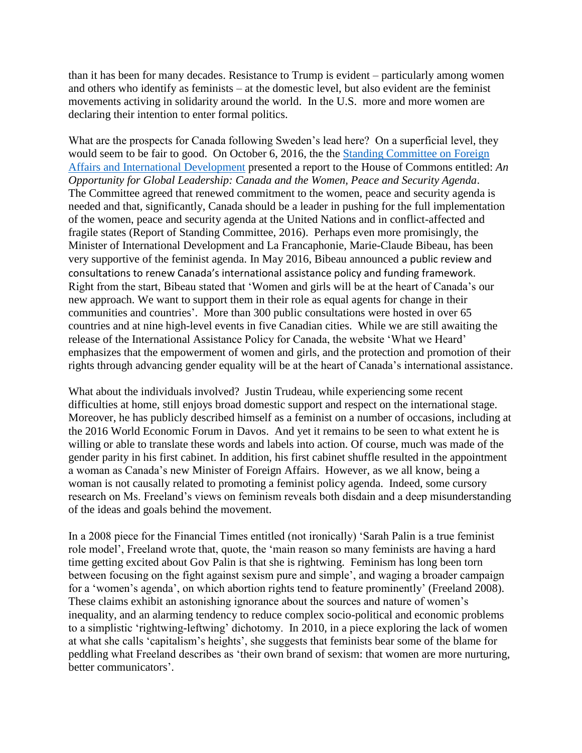than it has been for many decades. Resistance to Trump is evident – particularly among women and others who identify as feminists – at the domestic level, but also evident are the feminist movements activing in solidarity around the world. In the U.S. more and more women are declaring their intention to enter formal politics.

What are the prospects for Canada following Sweden's lead here? On a superficial level, they would seem to be fair to good. On October 6, 2016, the the [Standing Committee on Foreign Affairs and International Development](#) presented a report to the House of Commons entitled: *An Opportunity for Global Leadership: Canada and the Women, Peace and Security Agenda*. The Committee agreed that renewed commitment to the women, peace and security agenda is needed and that, significantly, Canada should be a leader in pushing for the full implementation of the women, peace and security agenda at the United Nations and in conflict-affected and fragile states (Report of Standing Committee, 2016). Perhaps even more promisingly, the Minister of International Development and La Francaphonie, Marie-Claude Bibeau, has been very supportive of the feminist agenda. In May 2016, Bibeau announced a public review and consultations to renew Canada's international assistance policy and funding framework. Right from the start, Bibeau stated that 'Women and girls will be at the heart of Canada's our new approach. We want to support them in their role as equal agents for change in their communities and countries'. More than 300 public consultations were hosted in over 65 countries and at nine high-level events in five Canadian cities. While we are still awaiting the release of the International Assistance Policy for Canada, the website 'What we Heard' emphasizes that the empowerment of women and girls, and the protection and promotion of their rights through advancing gender equality will be at the heart of Canada's international assistance.

What about the individuals involved? Justin Trudeau, while experiencing some recent difficulties at home, still enjoys broad domestic support and respect on the international stage. Moreover, he has publicly described himself as a feminist on a number of occasions, including at the 2016 World Economic Forum in Davos. And yet it remains to be seen to what extent he is willing or able to translate these words and labels into action. Of course, much was made of the gender parity in his first cabinet. In addition, his first cabinet shuffle resulted in the appointment a woman as Canada's new Minister of Foreign Affairs. However, as we all know, being a woman is not causally related to promoting a feminist policy agenda. Indeed, some cursory research on Ms. Freeland's views on feminism reveals both disdain and a deep misunderstanding of the ideas and goals behind the movement.

In a 2008 piece for the Financial Times entitled (not ironically) 'Sarah Palin is a true feminist role model', Freeland wrote that, quote, the 'main reason so many feminists are having a hard time getting excited about Gov Palin is that she is rightwing. Feminism has long been torn between focusing on the fight against sexism pure and simple', and waging a broader campaign for a 'women's agenda', on which abortion rights tend to feature prominently' (Freeland 2008). These claims exhibit an astonishing ignorance about the sources and nature of women's inequality, and an alarming tendency to reduce complex socio-political and economic problems to a simplistic 'rightwing-leftwing' dichotomy. In 2010, in a piece exploring the lack of women at what she calls 'capitalism's heights', she suggests that feminists bear some of the blame for peddling what Freeland describes as 'their own brand of sexism: that women are more nurturing, better communicators'.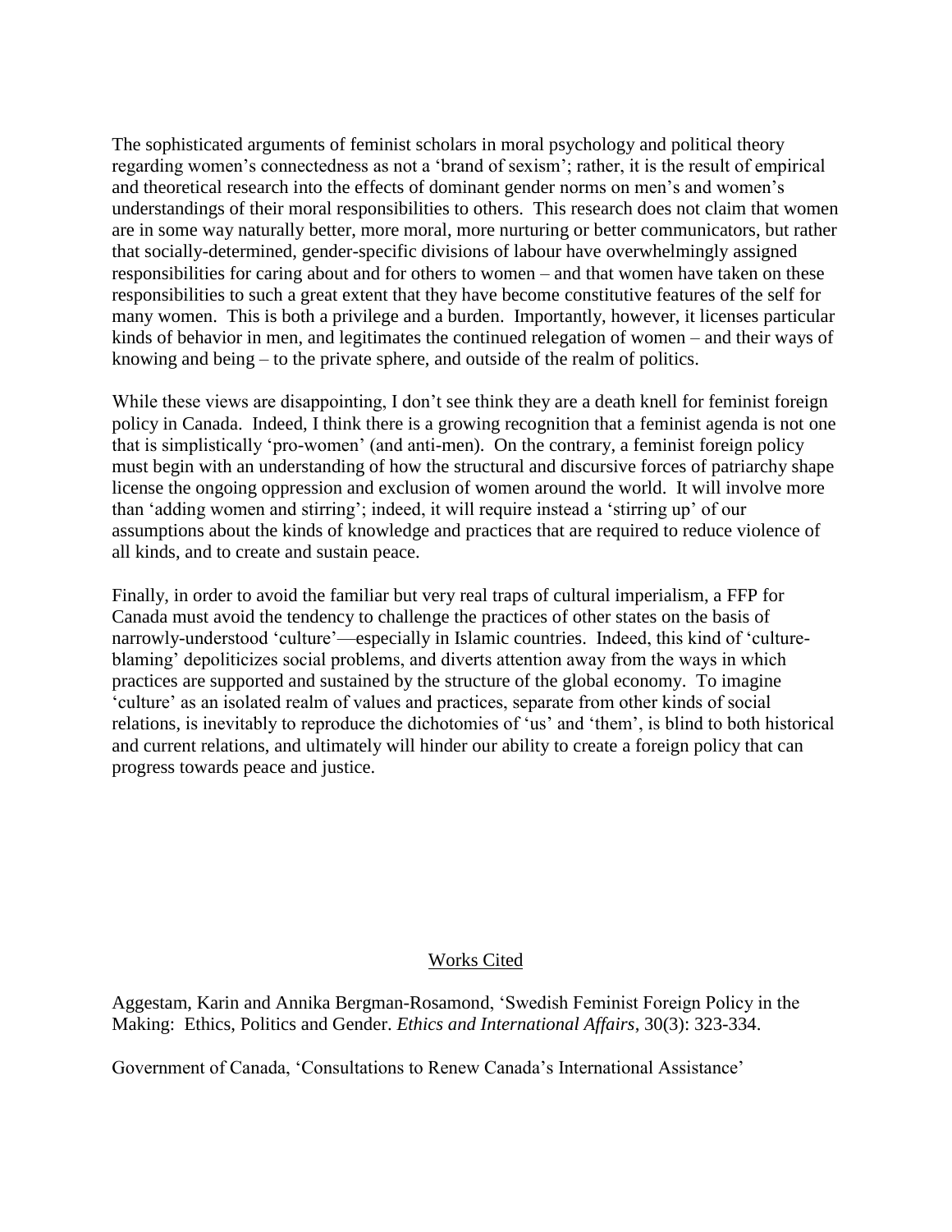The sophisticated arguments of feminist scholars in moral psychology and political theory regarding women's connectedness as not a 'brand of sexism'; rather, it is the result of empirical and theoretical research into the effects of dominant gender norms on men's and women's understandings of their moral responsibilities to others. This research does not claim that women are in some way naturally better, more moral, more nurturing or better communicators, but rather that socially-determined, gender-specific divisions of labour have overwhelmingly assigned responsibilities for caring about and for others to women – and that women have taken on these responsibilities to such a great extent that they have become constitutive features of the self for many women. This is both a privilege and a burden. Importantly, however, it licenses particular kinds of behavior in men, and legitimates the continued relegation of women – and their ways of knowing and being – to the private sphere, and outside of the realm of politics.

While these views are disappointing, I don't see think they are a death knell for feminist foreign policy in Canada. Indeed, I think there is a growing recognition that a feminist agenda is not one that is simplistically 'pro-women' (and anti-men). On the contrary, a feminist foreign policy must begin with an understanding of how the structural and discursive forces of patriarchy shape license the ongoing oppression and exclusion of women around the world. It will involve more than 'adding women and stirring'; indeed, it will require instead a 'stirring up' of our assumptions about the kinds of knowledge and practices that are required to reduce violence of all kinds, and to create and sustain peace.

Finally, in order to avoid the familiar but very real traps of cultural imperialism, a FFP for Canada must avoid the tendency to challenge the practices of other states on the basis of narrowly-understood 'culture'—especially in Islamic countries. Indeed, this kind of 'culture-blaming' depoliticizes social problems, and diverts attention away from the ways in which practices are supported and sustained by the structure of the global economy. To imagine 'culture' as an isolated realm of values and practices, separate from other kinds of social relations, is inevitably to reproduce the dichotomies of 'us' and 'them', is blind to both historical and current relations, and ultimately will hinder our ability to create a foreign policy that can progress towards peace and justice.

## Works Cited

Aggestam, Karin and Annika Bergman-Rosamond, 'Swedish Feminist Foreign Policy in the Making: Ethics, Politics and Gender. *Ethics and International Affairs*, 30(3): 323-334.

Government of Canada, 'Consultations to Renew Canada's International Assistance'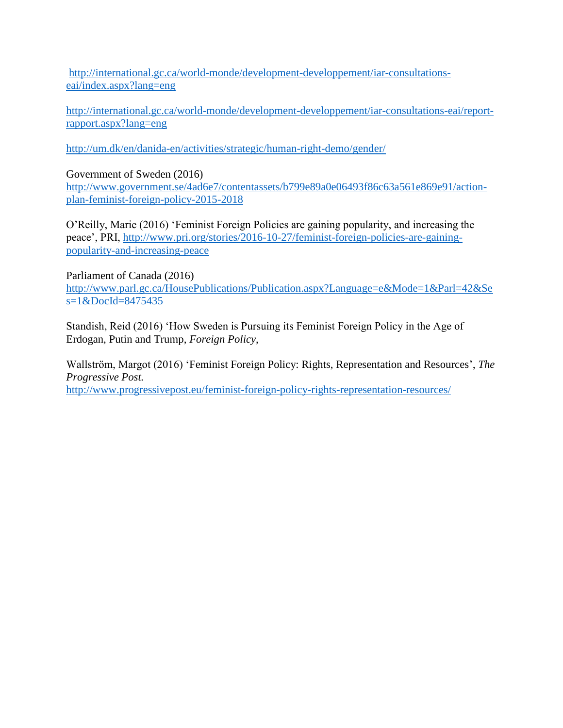http://international.gc.ca/world-monde/development-developpement/iar-consultations-eai/index.aspx?lang=eng

http://international.gc.ca/world-monde/development-developpement/iar-consultations-eai/report-rapport.aspx?lang=eng

http://um.dk/en/danida-en/activities/strategic/human-right-demo/gender/

Government of Sweden (2016) http://www.government.se/4ad6e7/contentassets/b799e89a0e06493f86c63a561e869e91/action-plan-feminist-foreign-policy-2015-2018

O'Reilly, Marie (2016) 'Feminist Foreign Policies are gaining popularity, and increasing the peace', PRI, http://www.pri.org/stories/2016-10-27/feminist-foreign-policies-are-gaining-popularity-and-increasing-peace

Parliament of Canada (2016) http://www.parl.gc.ca/HousePublications/Publication.aspx?Language=e&Mode=1&Parl=42&Ses=1&DocId=8475435

Standish, Reid (2016) 'How Sweden is Pursuing its Feminist Foreign Policy in the Age of Erdogan, Putin and Trump, *Foreign Policy*,

Wallström, Margot (2016) 'Feminist Foreign Policy: Rights, Representation and Resources', *The Progressive Post.* http://www.progressivepost.eu/feminist-foreign-policy-rights-representation-resources/